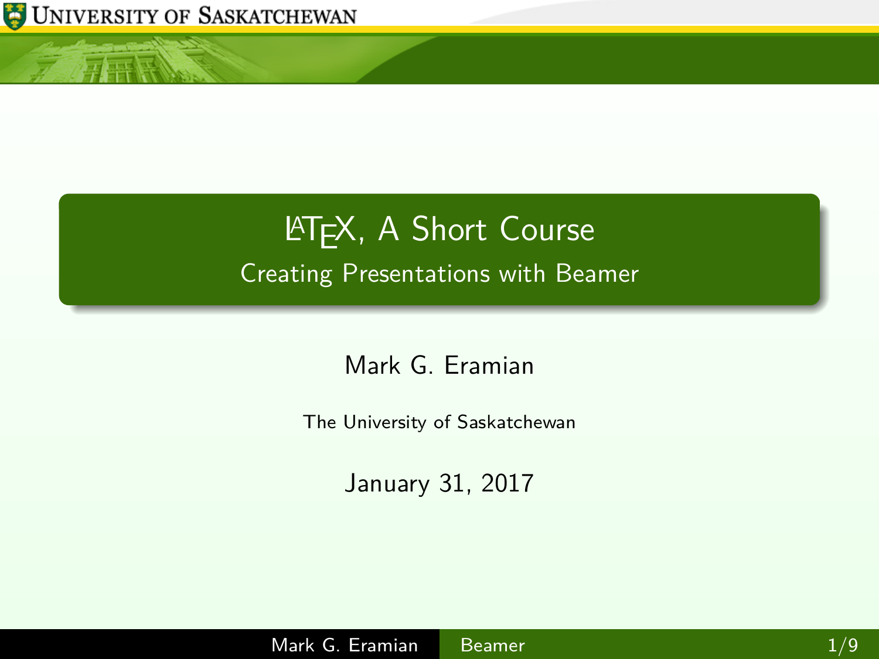# LaTeX, A Short Course

## Creating Presentations with Beamer

Mark G. Eramian

The University of Saskatchewan

January 31, 2017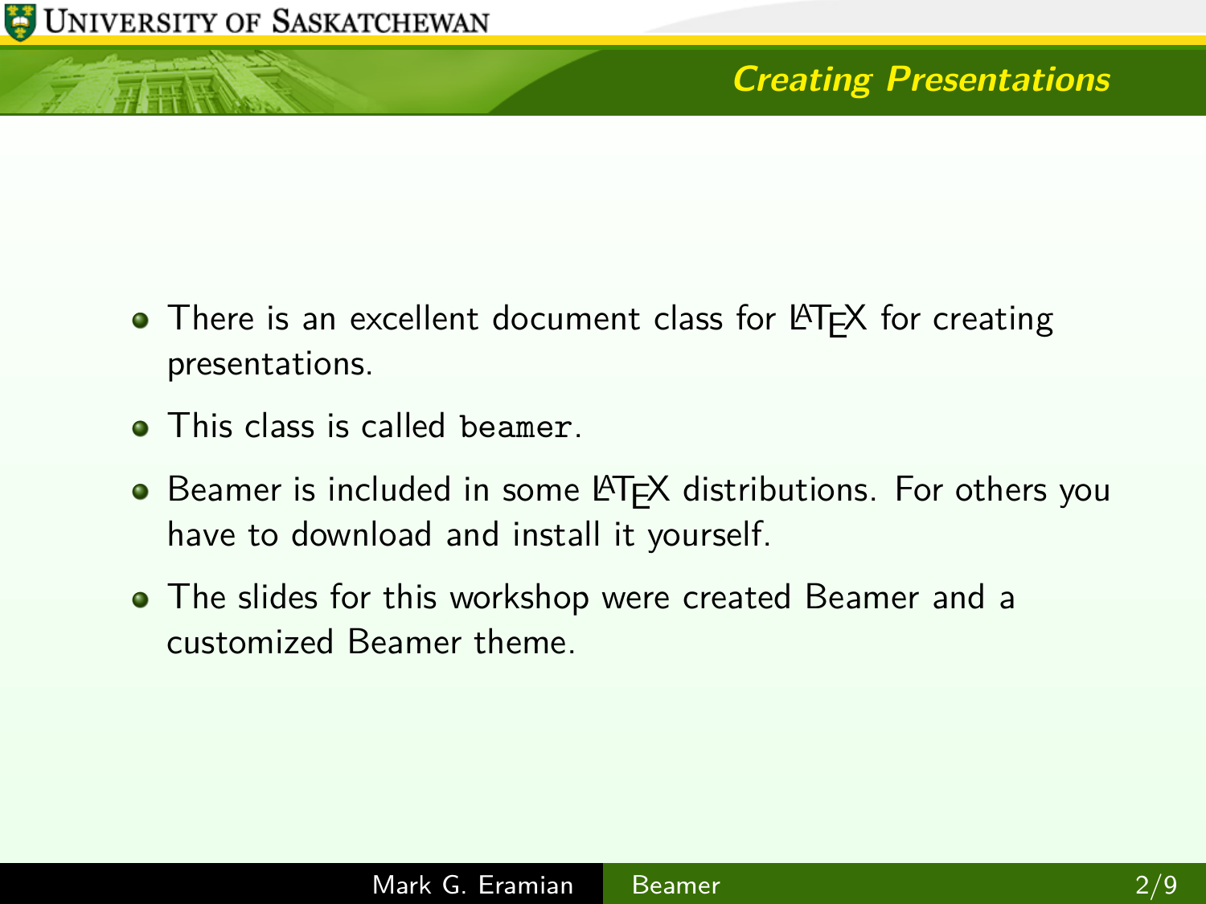## Creating Presentations

- There is an excellent document class for LaTeX for creating presentations.
- This class is called `beamer`.
- Beamer is included in some LaTeX distributions. For others you have to download and install it yourself.
- The slides for this workshop were created Beamer and a customized Beamer theme.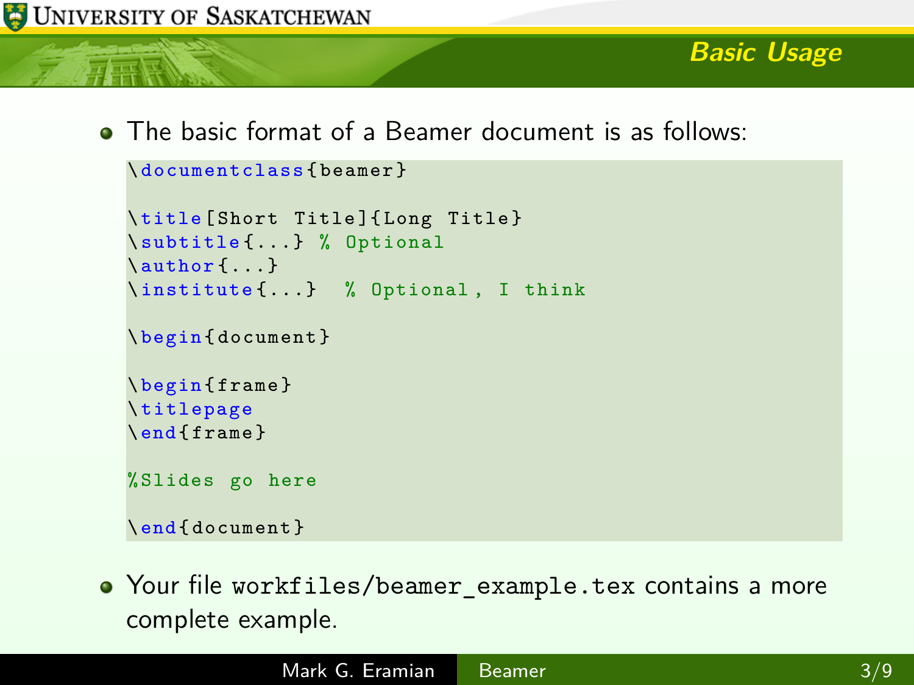## Basic Usage

- The basic format of a Beamer document is as follows:

```
\documentclass{beamer}

\title[Short Title]{Long Title}
\subtitle{...} % Optional
\author{...}
\institute{...}  % Optional, I think

\begin{document}

\begin{frame}
\titlepage
\end{frame}

%Slides go here

\end{document}
```

- Your file `workfiles/beamer_example.tex` contains a more complete example.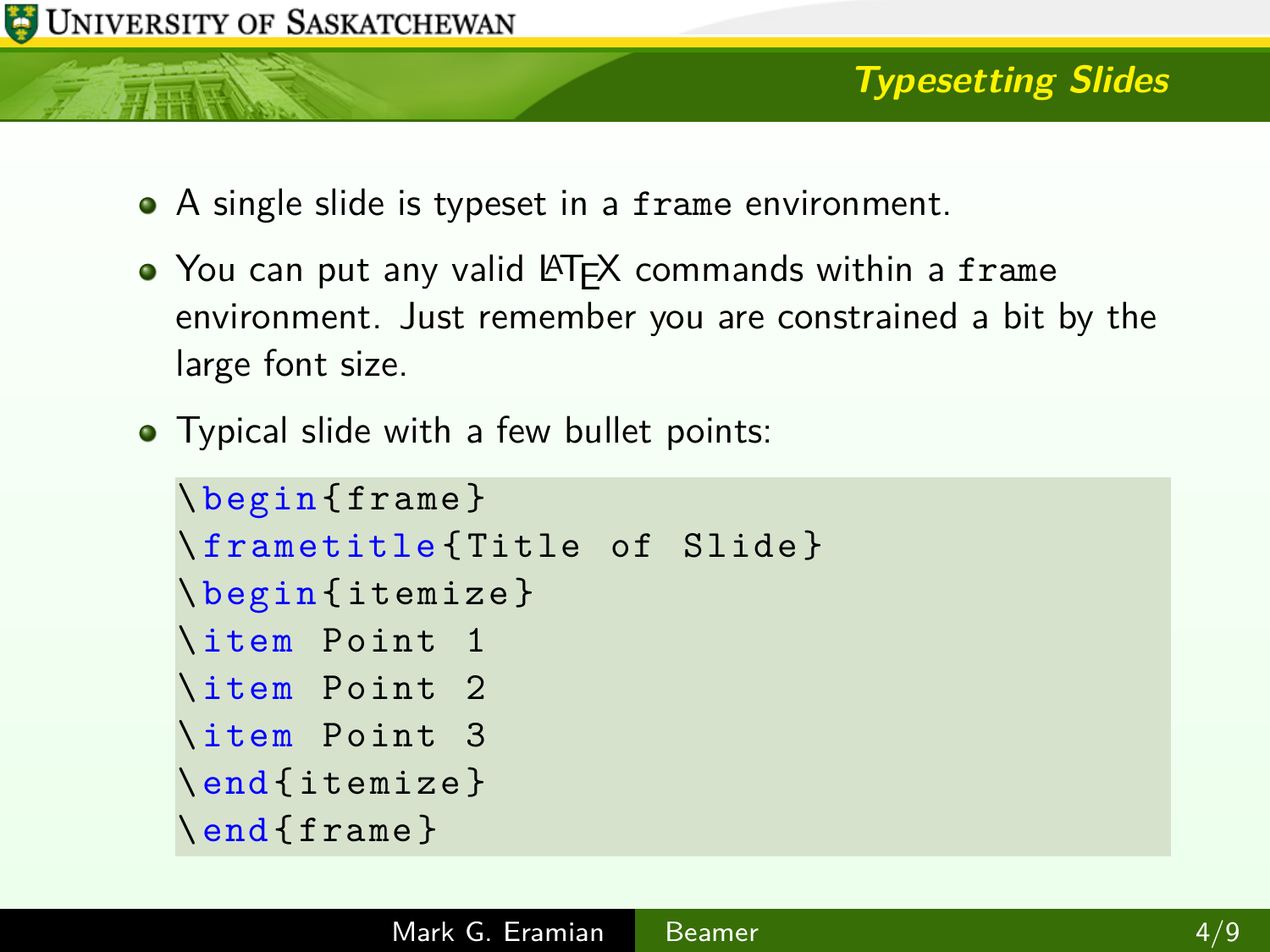## Typesetting Slides

- A single slide is typeset in a `frame` environment.
- You can put any valid LaTeX commands within a `frame` environment. Just remember you are constrained a bit by the large font size.
- Typical slide with a few bullet points:

```
\begin{frame}
\frametitle{Title of Slide}
\begin{itemize}
\item Point 1
\item Point 2
\item Point 3
\end{itemize}
\end{frame}
```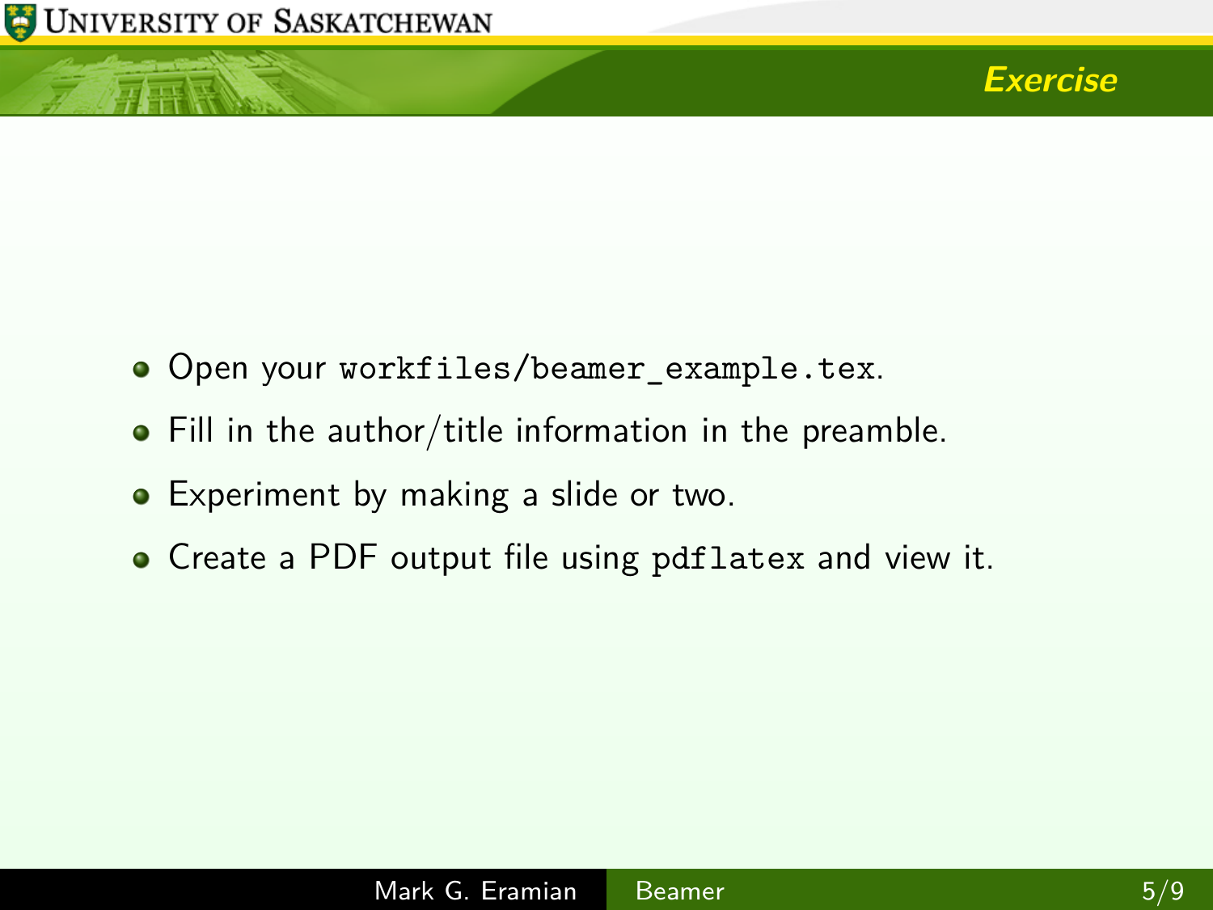## Exercise

- Open your `workfiles/beamer_example.tex`.
- Fill in the author/title information in the preamble.
- Experiment by making a slide or two.
- Create a PDF output file using `pdflatex` and view it.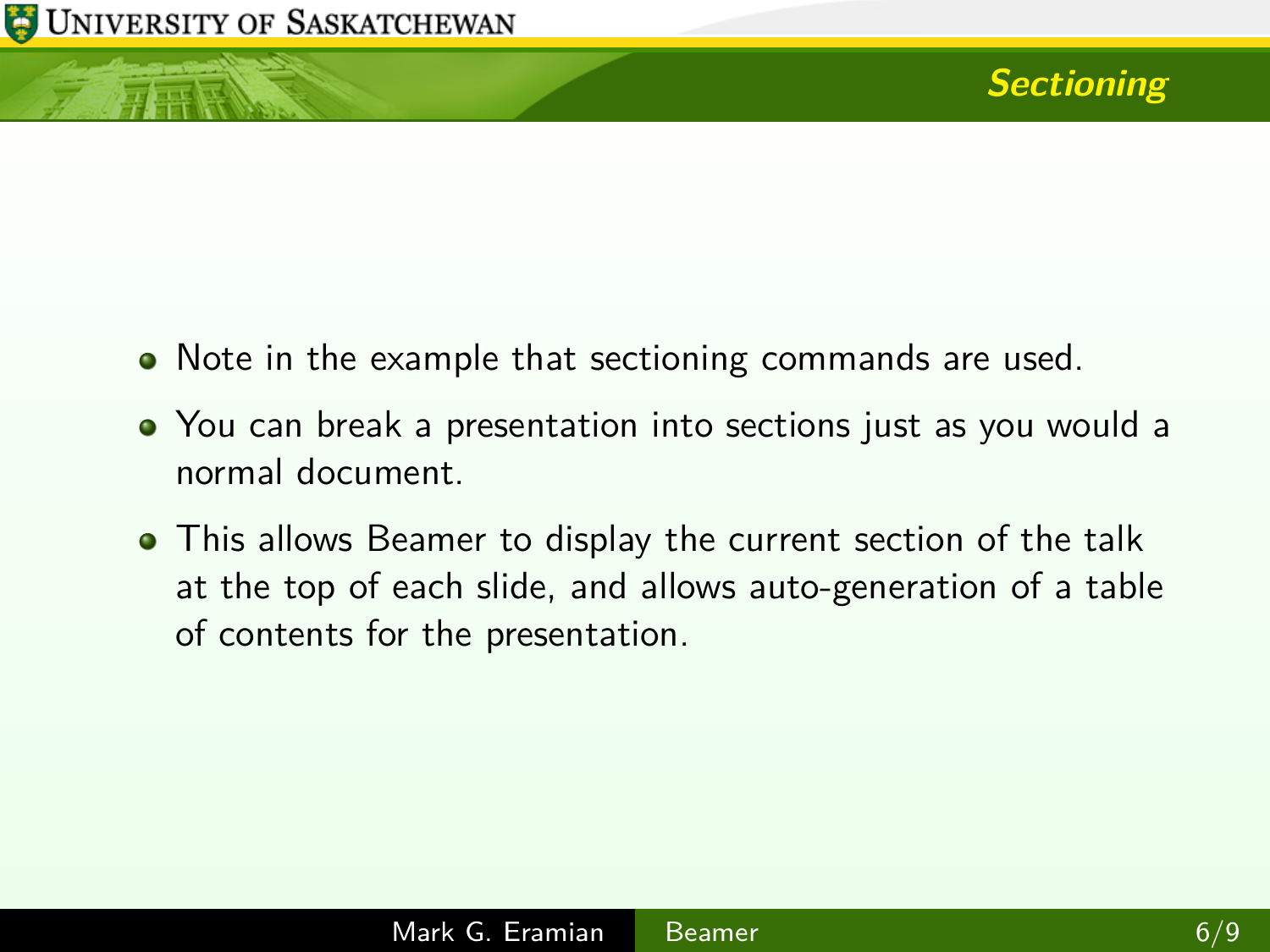## Sectioning

- Note in the example that sectioning commands are used.
- You can break a presentation into sections just as you would a normal document.
- This allows Beamer to display the current section of the talk at the top of each slide, and allows auto-generation of a table of contents for the presentation.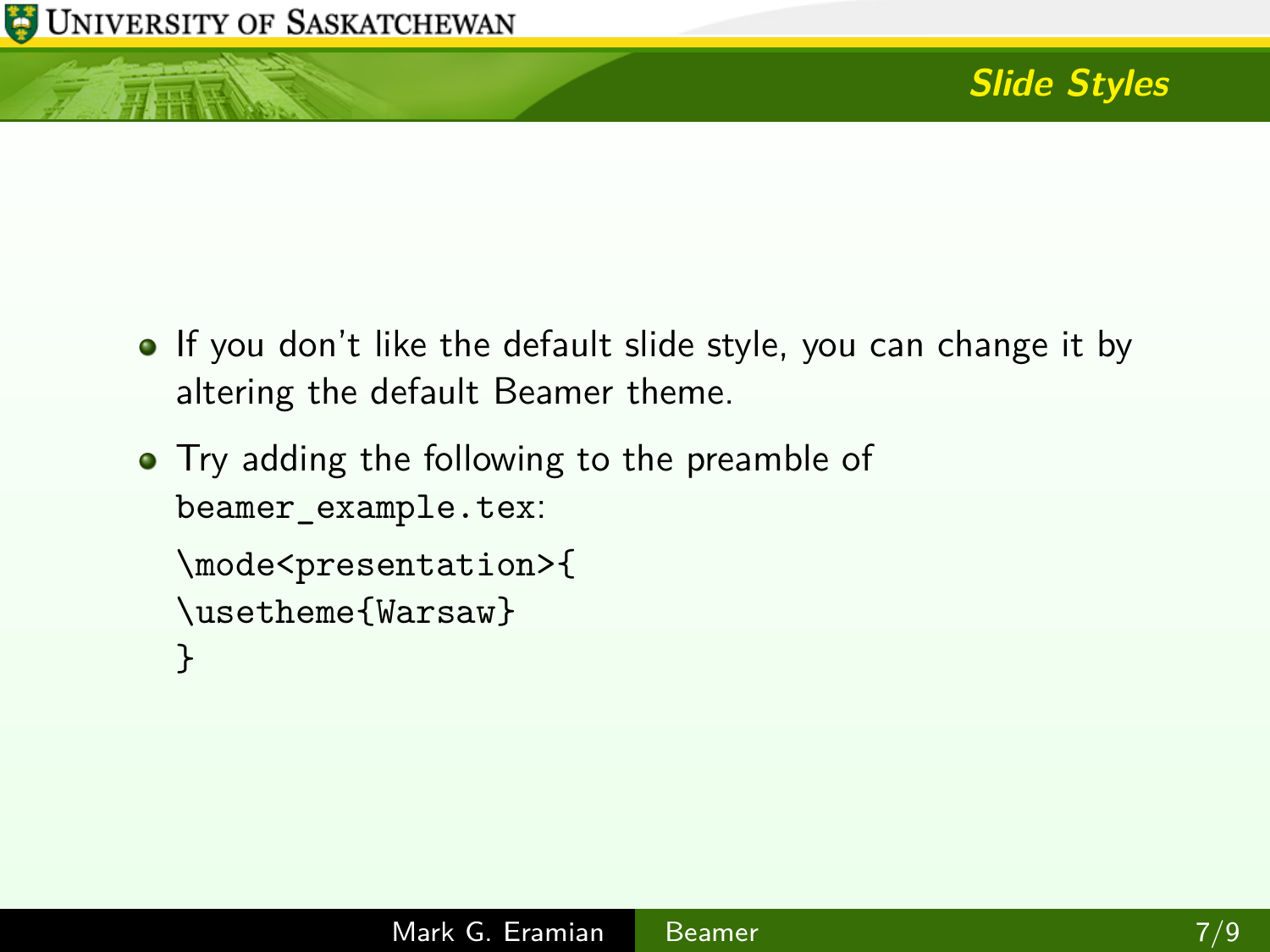# Slide Styles

- If you don't like the default slide style, you can change it by altering the default Beamer theme.
- Try adding the following to the preamble of `beamer_example.tex`:

```
\mode<presentation>{
\usetheme{Warsaw}
}
```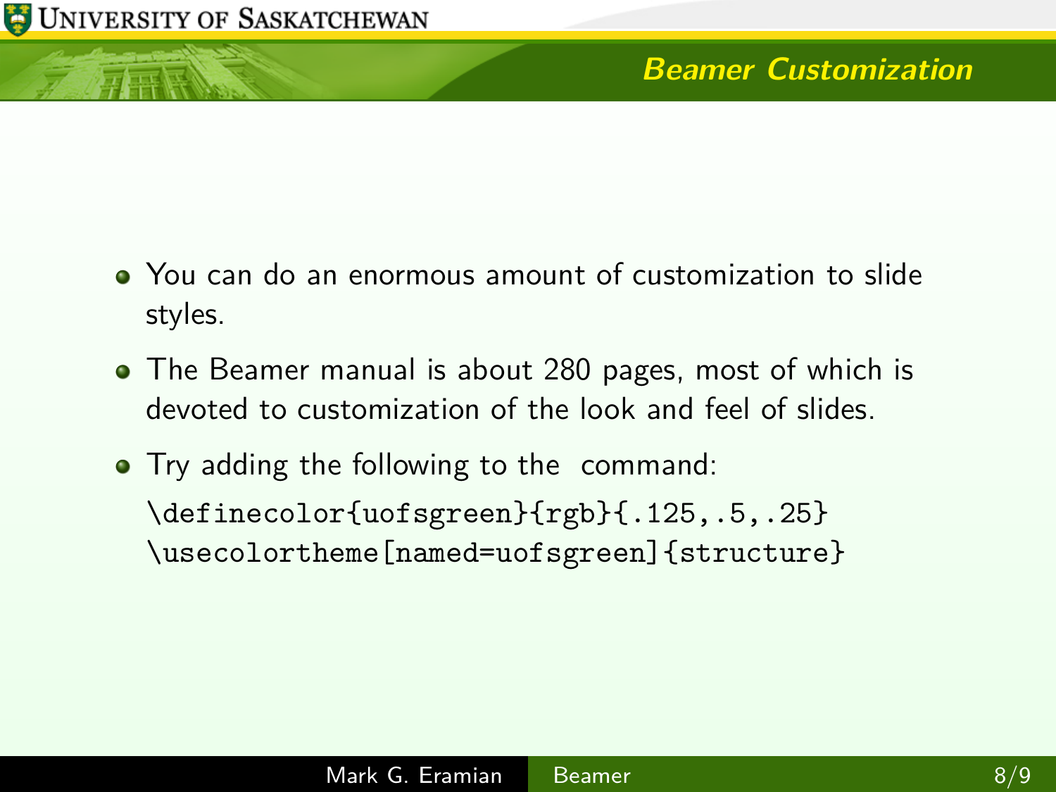## Beamer Customization

- You can do an enormous amount of customization to slide styles.
- The Beamer manual is about 280 pages, most of which is devoted to customization of the look and feel of slides.
- Try adding the following to the  command:

```
\definecolor{uofsgreen}{rgb}{.125,.5,.25}
\usecolortheme[named=uofsgreen]{structure}
```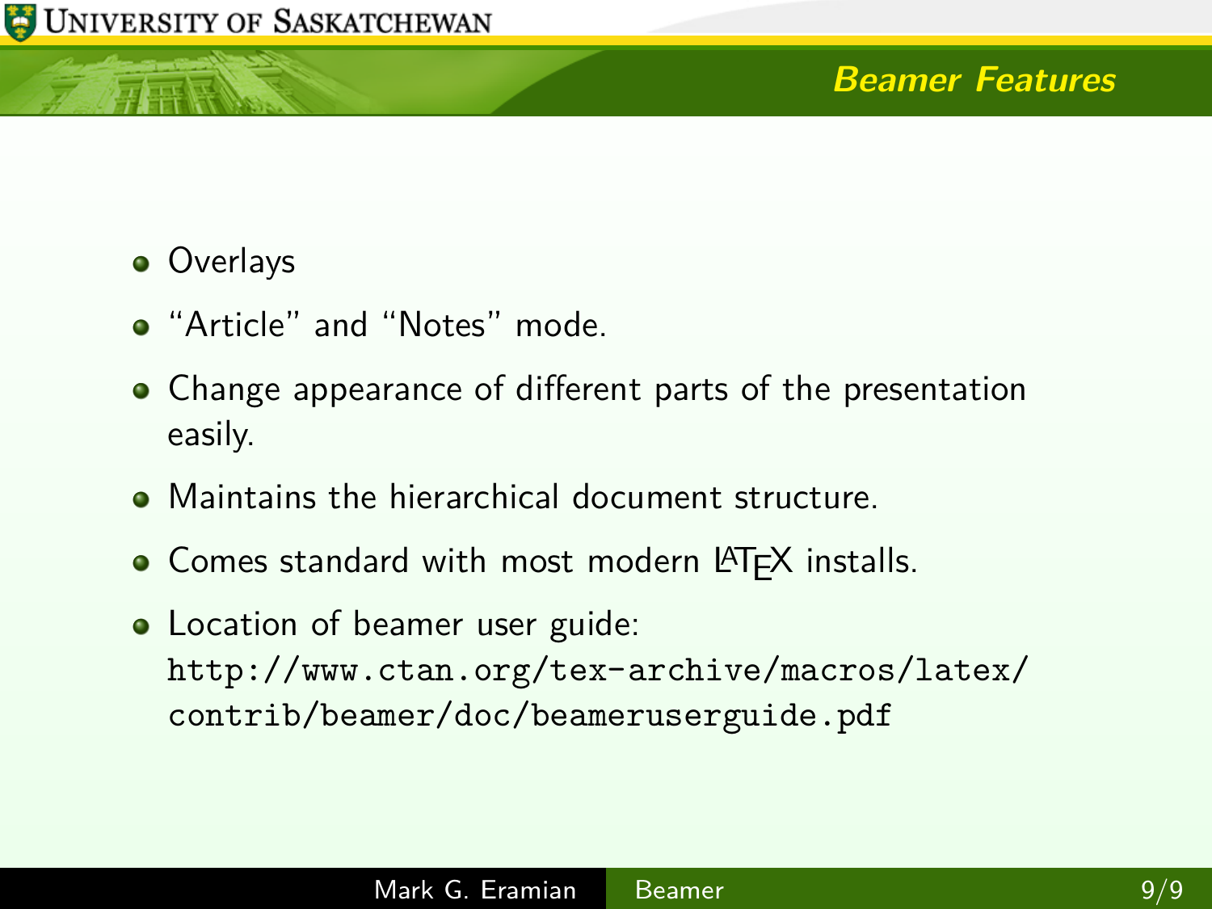## Beamer Features

- Overlays
- "Article" and "Notes" mode.
- Change appearance of different parts of the presentation easily.
- Maintains the hierarchical document structure.
- Comes standard with most modern LaTeX installs.
- Location of beamer user guide: `http://www.ctan.org/tex-archive/macros/latex/contrib/beamer/doc/beameruserguide.pdf`